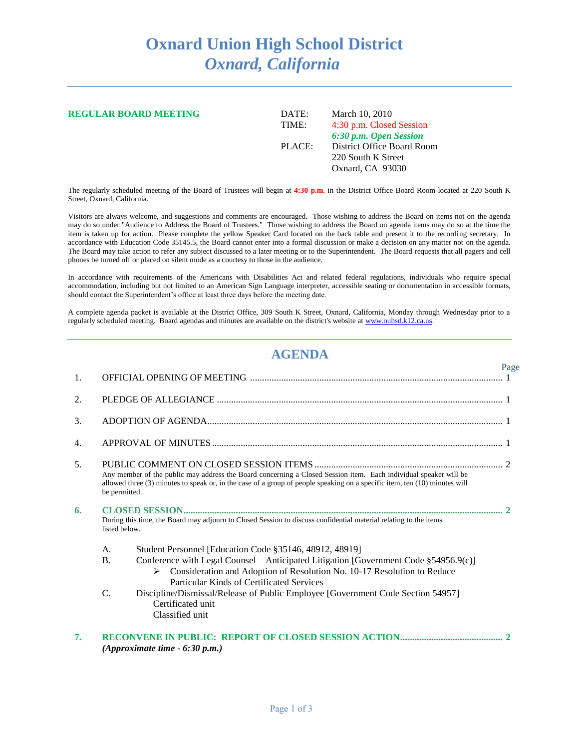# Oxnard Union High School District
## *Oxnard, California*

---

**REGULAR BOARD MEETING**

| | |
|---|---|
| DATE: | March 10, 2010 |
| TIME: | 4:30 p.m. Closed Session |
| | ***6:30 p.m. Open Session*** |
| PLACE: | District Office Board Room |
| | 220 South K Street |
| | Oxnard, CA 93030 |

---

The regularly scheduled meeting of the Board of Trustees will begin at **4:30 p.m.** in the District Office Board Room located at 220 South K Street, Oxnard, California.

Visitors are always welcome, and suggestions and comments are encouraged. Those wishing to address the Board on items not on the agenda may do so under "Audience to Address the Board of Trustees." Those wishing to address the Board on agenda items may do so at the time the item is taken up for action. Please complete the yellow Speaker Card located on the back table and present it to the recording secretary. In accordance with Education Code 35145.5, the Board cannot enter into a formal discussion or make a decision on any matter not on the agenda. The Board may take action to refer any subject discussed to a later meeting or to the Superintendent. The Board requests that all pagers and cell phones be turned off or placed on silent mode as a courtesy to those in the audience.

In accordance with requirements of the Americans with Disabilities Act and related federal regulations, individuals who require special accommodation, including but not limited to an American Sign Language interpreter, accessible seating or documentation in accessible formats, should contact the Superintendent's office at least three days before the meeting date.

A complete agenda packet is available at the District Office, 309 South K Street, Oxnard, California, Monday through Wednesday prior to a regularly scheduled meeting. Board agendas and minutes are available on the district's website at www.ouhsd.k12.ca.us.

---

## AGENDA

| | | Page |
|---|---|---|
| 1. | OFFICIAL OPENING OF MEETING | 1 |
| 2. | PLEDGE OF ALLEGIANCE | 1 |
| 3. | ADOPTION OF AGENDA | 1 |
| 4. | APPROVAL OF MINUTES | 1 |
| 5. | PUBLIC COMMENT ON CLOSED SESSION ITEMS | 2 |

Any member of the public may address the Board concerning a Closed Session item. Each individual speaker will be allowed three (3) minutes to speak or, in the case of a group of people speaking on a specific item, ten (10) minutes will be permitted.

**6. CLOSED SESSION .......... 2**

During this time, the Board may adjourn to Closed Session to discuss confidential material relating to the items listed below.

A. Student Personnel [Education Code §35146, 48912, 48919]

B. Conference with Legal Counsel – Anticipated Litigation [Government Code §54956.9(c)]
- Consideration and Adoption of Resolution No. 10-17 Resolution to Reduce Particular Kinds of Certificated Services

C. Discipline/Dismissal/Release of Public Employee [Government Code Section 54957]
   - Certificated unit
   - Classified unit

**7. RECONVENE IN PUBLIC: REPORT OF CLOSED SESSION ACTION .......... 2**

***(Approximate time - 6:30 p.m.)***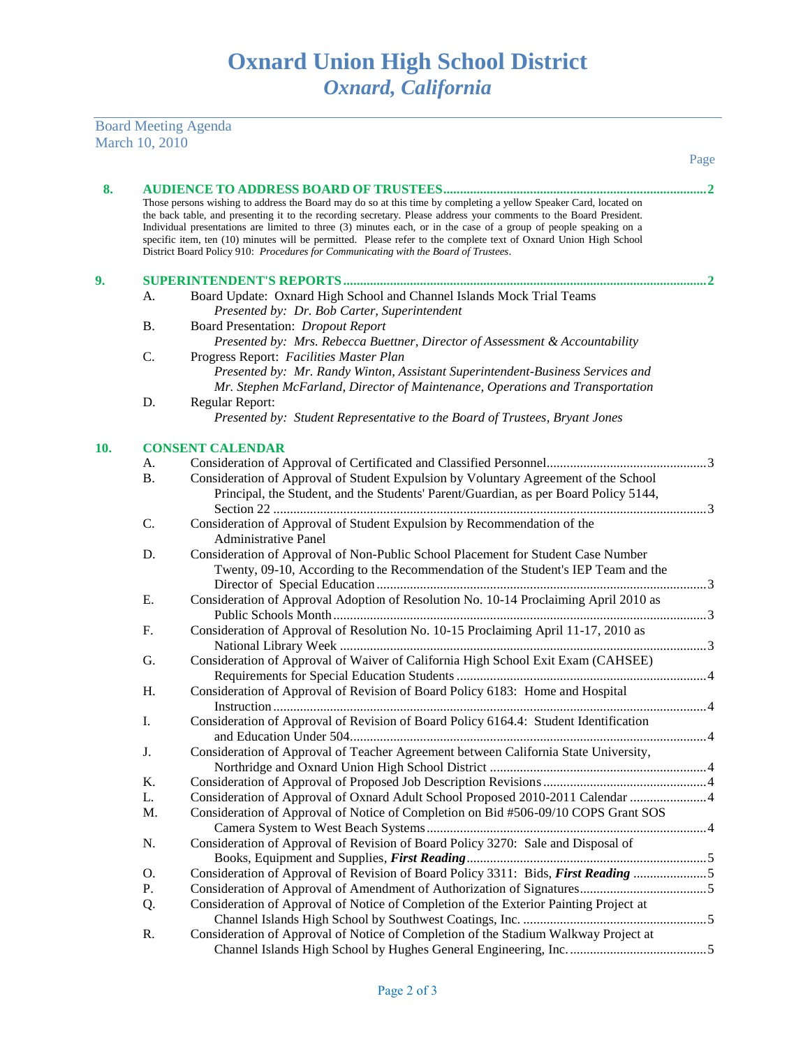# Oxnard Union High School District
## *Oxnard, California*

Board Meeting Agenda
March 10, 2010

Page

**8. AUDIENCE TO ADDRESS BOARD OF TRUSTEES**........................................................................2

Those persons wishing to address the Board may do so at this time by completing a yellow Speaker Card, located on the back table, and presenting it to the recording secretary. Please address your comments to the Board President. Individual presentations are limited to three (3) minutes each, or in the case of a group of people speaking on a specific item, ten (10) minutes will be permitted. Please refer to the complete text of Oxnard Union High School District Board Policy 910: *Procedures for Communicating with the Board of Trustees*.

**9. SUPERINTENDENT'S REPORTS**........................................................................2

- A. Board Update: Oxnard High School and Channel Islands Mock Trial Teams
  *Presented by: Dr. Bob Carter, Superintendent*
- B. Board Presentation: *Dropout Report*
  *Presented by: Mrs. Rebecca Buettner, Director of Assessment & Accountability*
- C. Progress Report: *Facilities Master Plan*
  *Presented by: Mr. Randy Winton, Assistant Superintendent-Business Services and Mr. Stephen McFarland, Director of Maintenance, Operations and Transportation*
- D. Regular Report:
  *Presented by: Student Representative to the Board of Trustees, Bryant Jones*

**10. CONSENT CALENDAR**

- A. Consideration of Approval of Certificated and Classified Personnel........................................3
- B. Consideration of Approval of Student Expulsion by Voluntary Agreement of the School Principal, the Student, and the Students' Parent/Guardian, as per Board Policy 5144, Section 22........................................3
- C. Consideration of Approval of Student Expulsion by Recommendation of the Administrative Panel
- D. Consideration of Approval of Non-Public School Placement for Student Case Number Twenty, 09-10, According to the Recommendation of the Student's IEP Team and the Director of Special Education........................................3
- E. Consideration of Approval Adoption of Resolution No. 10-14 Proclaiming April 2010 as Public Schools Month........................................3
- F. Consideration of Approval of Resolution No. 10-15 Proclaiming April 11-17, 2010 as National Library Week........................................3
- G. Consideration of Approval of Waiver of California High School Exit Exam (CAHSEE) Requirements for Special Education Students........................................4
- H. Consideration of Approval of Revision of Board Policy 6183: Home and Hospital Instruction........................................4
- I. Consideration of Approval of Revision of Board Policy 6164.4: Student Identification and Education Under 504........................................4
- J. Consideration of Approval of Teacher Agreement between California State University, Northridge and Oxnard Union High School District........................................4
- K. Consideration of Approval of Proposed Job Description Revisions........................................4
- L. Consideration of Approval of Oxnard Adult School Proposed 2010-2011 Calendar........................................4
- M. Consideration of Approval of Notice of Completion on Bid #506-09/10 COPS Grant SOS Camera System to West Beach Systems........................................4
- N. Consideration of Approval of Revision of Board Policy 3270: Sale and Disposal of Books, Equipment and Supplies, ***First Reading***........................................5
- O. Consideration of Approval of Revision of Board Policy 3311: Bids, ***First Reading***........................................5
- P. Consideration of Approval of Amendment of Authorization of Signatures........................................5
- Q. Consideration of Approval of Notice of Completion of the Exterior Painting Project at Channel Islands High School by Southwest Coatings, Inc.........................................5
- R. Consideration of Approval of Notice of Completion of the Stadium Walkway Project at Channel Islands High School by Hughes General Engineering, Inc.........................................5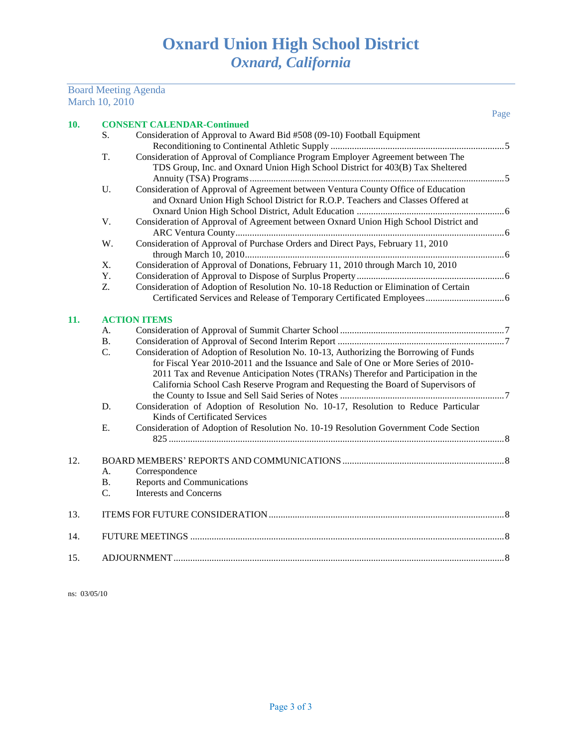# Oxnard Union High School District
## *Oxnard, California*

Board Meeting Agenda
March 10, 2010

Page

**10. CONSENT CALENDAR-Continued**

- S. Consideration of Approval to Award Bid #508 (09-10) Football Equipment Reconditioning to Continental Athletic Supply ........ 5
- T. Consideration of Approval of Compliance Program Employer Agreement between The TDS Group, Inc. and Oxnard Union High School District for 403(B) Tax Sheltered Annuity (TSA) Programs ........ 5
- U. Consideration of Approval of Agreement between Ventura County Office of Education and Oxnard Union High School District for R.O.P. Teachers and Classes Offered at Oxnard Union High School District, Adult Education ........ 6
- V. Consideration of Approval of Agreement between Oxnard Union High School District and ARC Ventura County ........ 6
- W. Consideration of Approval of Purchase Orders and Direct Pays, February 11, 2010 through March 10, 2010 ........ 6
- X. Consideration of Approval of Donations, February 11, 2010 through March 10, 2010
- Y. Consideration of Approval to Dispose of Surplus Property ........ 6
- Z. Consideration of Adoption of Resolution No. 10-18 Reduction or Elimination of Certain Certificated Services and Release of Temporary Certificated Employees ........ 6

**11. ACTION ITEMS**

- A. Consideration of Approval of Summit Charter School ........ 7
- B. Consideration of Approval of Second Interim Report ........ 7
- C. Consideration of Adoption of Resolution No. 10-13, Authorizing the Borrowing of Funds for Fiscal Year 2010-2011 and the Issuance and Sale of One or More Series of 2010-2011 Tax and Revenue Anticipation Notes (TRANs) Therefor and Participation in the California School Cash Reserve Program and Requesting the Board of Supervisors of the County to Issue and Sell Said Series of Notes ........ 7
- D. Consideration of Adoption of Resolution No. 10-17, Resolution to Reduce Particular Kinds of Certificated Services
- E. Consideration of Adoption of Resolution No. 10-19 Resolution Government Code Section 825 ........ 8

12. BOARD MEMBERS' REPORTS AND COMMUNICATIONS ........ 8
- A. Correspondence
- B. Reports and Communications
- C. Interests and Concerns

13. ITEMS FOR FUTURE CONSIDERATION ........ 8

14. FUTURE MEETINGS ........ 8

15. ADJOURNMENT ........ 8

ns: 03/05/10